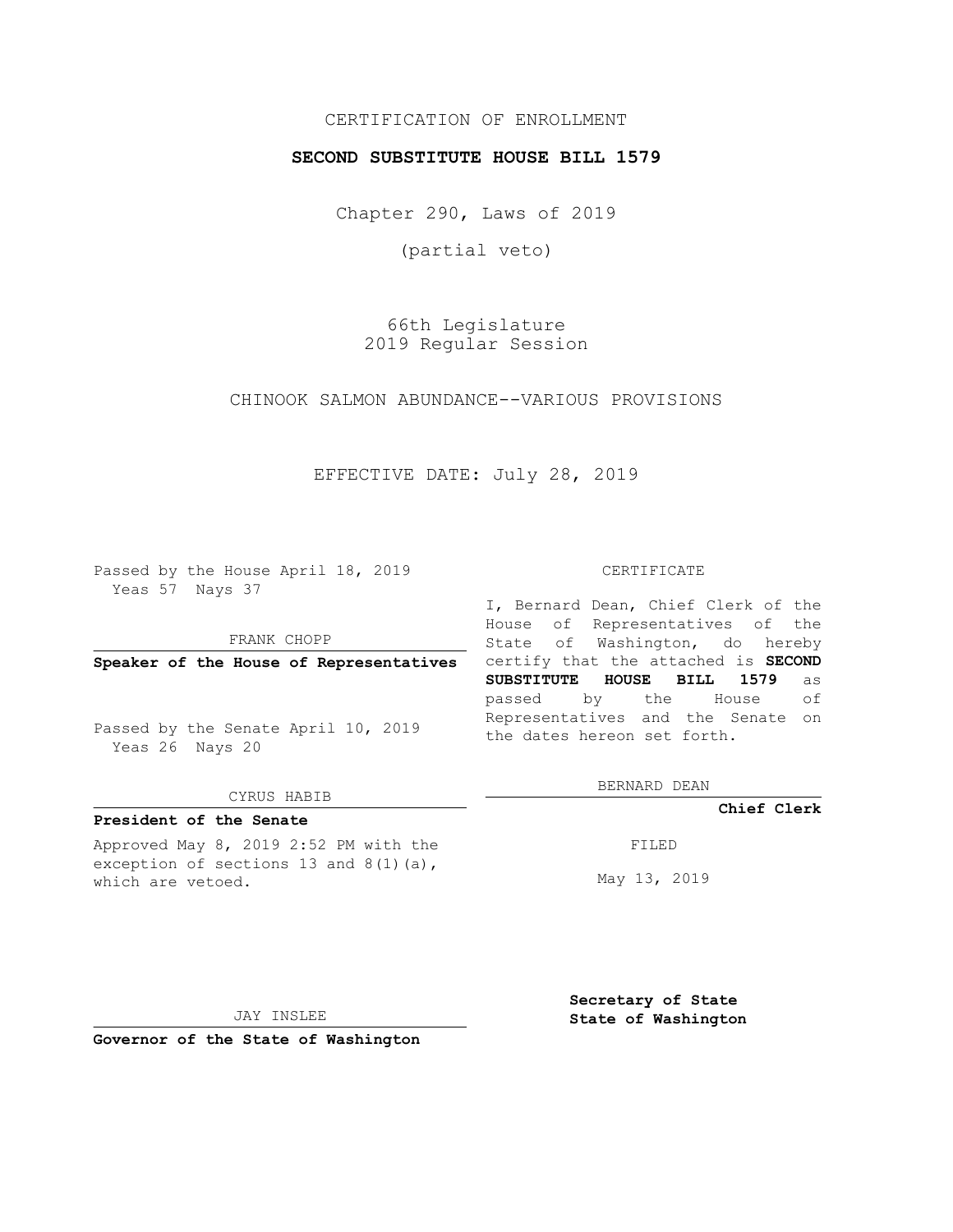CERTIFICATION OF ENROLLMENT

**SECOND SUBSTITUTE HOUSE BILL 1579**

Chapter 290, Laws of 2019

(partial veto)

66th Legislature
2019 Regular Session

CHINOOK SALMON ABUNDANCE--VARIOUS PROVISIONS

EFFECTIVE DATE: July 28, 2019

Passed by the House April 18, 2019
Yeas 57 Nays 37

FRANK CHOPP

**Speaker of the House of Representatives**

Passed by the Senate April 10, 2019
Yeas 26 Nays 20

CYRUS HABIB

**President of the Senate**

Approved May 8, 2019 2:52 PM with the exception of sections 13 and 8(1)(a), which are vetoed.

JAY INSLEE

**Governor of the State of Washington**

CERTIFICATE

I, Bernard Dean, Chief Clerk of the House of Representatives of the State of Washington, do hereby certify that the attached is **SECOND SUBSTITUTE HOUSE BILL 1579** as passed by the House of Representatives and the Senate on the dates hereon set forth.

BERNARD DEAN

**Chief Clerk**

FILED

May 13, 2019

**Secretary of State**
**State of Washington**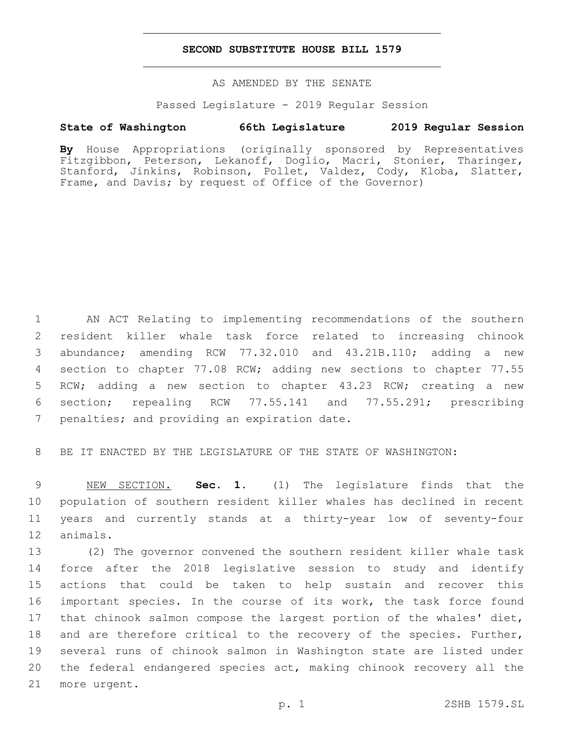# SECOND SUBSTITUTE HOUSE BILL 1579

AS AMENDED BY THE SENATE

Passed Legislature - 2019 Regular Session

**State of Washington 66th Legislature 2019 Regular Session**

**By** House Appropriations (originally sponsored by Representatives Fitzgibbon, Peterson, Lekanoff, Doglio, Macri, Stonier, Tharinger, Stanford, Jinkins, Robinson, Pollet, Valdez, Cody, Kloba, Slatter, Frame, and Davis; by request of Office of the Governor)

AN ACT Relating to implementing recommendations of the southern resident killer whale task force related to increasing chinook abundance; amending RCW 77.32.010 and 43.21B.110; adding a new section to chapter 77.08 RCW; adding new sections to chapter 77.55 RCW; adding a new section to chapter 43.23 RCW; creating a new section; repealing RCW 77.55.141 and 77.55.291; prescribing penalties; and providing an expiration date.

BE IT ENACTED BY THE LEGISLATURE OF THE STATE OF WASHINGTON:

NEW SECTION. **Sec. 1.** (1) The legislature finds that the population of southern resident killer whales has declined in recent years and currently stands at a thirty-year low of seventy-four animals.

(2) The governor convened the southern resident killer whale task force after the 2018 legislative session to study and identify actions that could be taken to help sustain and recover this important species. In the course of its work, the task force found that chinook salmon compose the largest portion of the whales' diet, and are therefore critical to the recovery of the species. Further, several runs of chinook salmon in Washington state are listed under the federal endangered species act, making chinook recovery all the more urgent.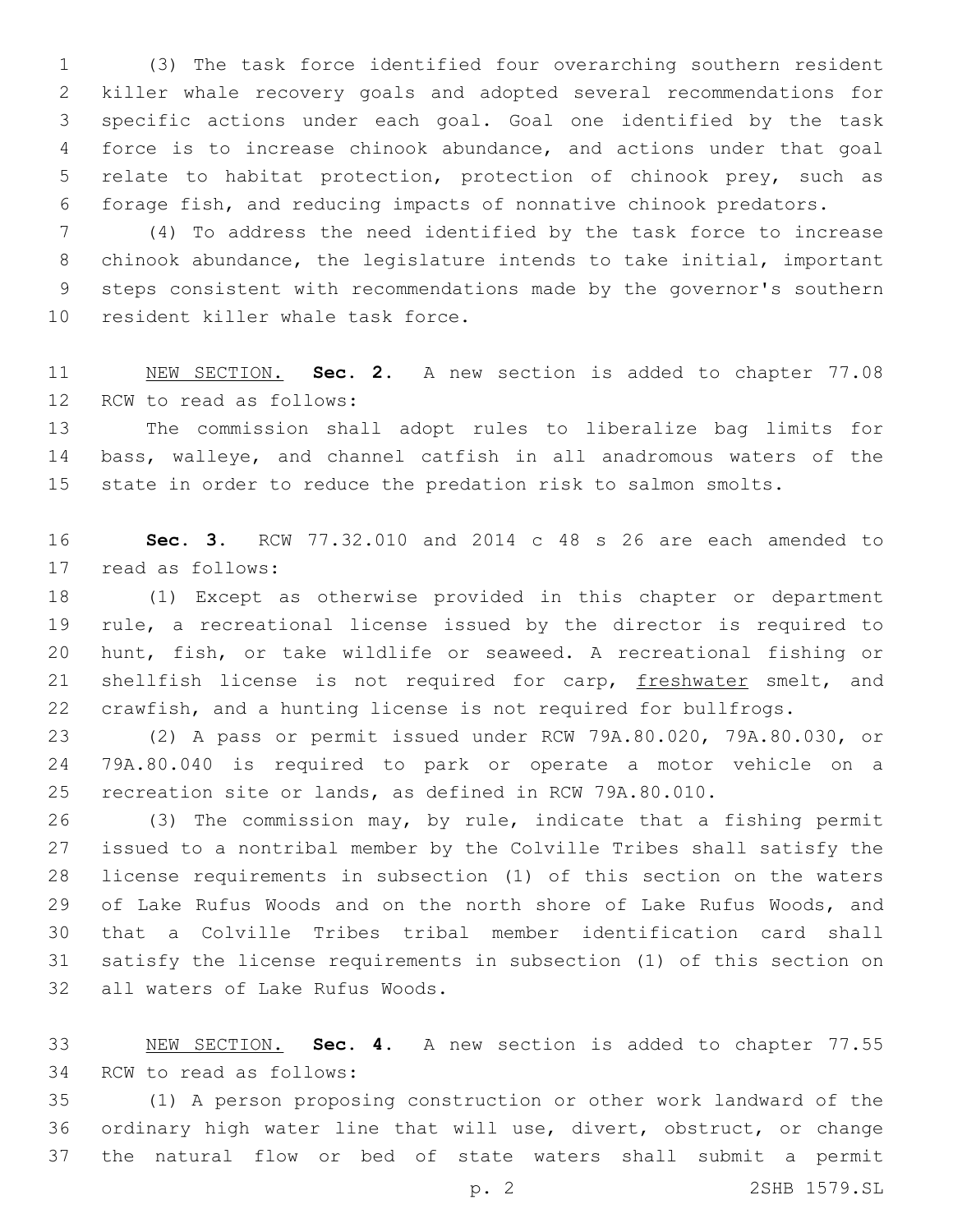(3) The task force identified four overarching southern resident killer whale recovery goals and adopted several recommendations for specific actions under each goal. Goal one identified by the task force is to increase chinook abundance, and actions under that goal relate to habitat protection, protection of chinook prey, such as forage fish, and reducing impacts of nonnative chinook predators.

(4) To address the need identified by the task force to increase chinook abundance, the legislature intends to take initial, important steps consistent with recommendations made by the governor's southern resident killer whale task force.

NEW SECTION. **Sec. 2.** A new section is added to chapter 77.08 RCW to read as follows:

The commission shall adopt rules to liberalize bag limits for bass, walleye, and channel catfish in all anadromous waters of the state in order to reduce the predation risk to salmon smolts.

**Sec. 3.** RCW 77.32.010 and 2014 c 48 s 26 are each amended to read as follows:

(1) Except as otherwise provided in this chapter or department rule, a recreational license issued by the director is required to hunt, fish, or take wildlife or seaweed. A recreational fishing or shellfish license is not required for carp, freshwater smelt, and crawfish, and a hunting license is not required for bullfrogs.

(2) A pass or permit issued under RCW 79A.80.020, 79A.80.030, or 79A.80.040 is required to park or operate a motor vehicle on a recreation site or lands, as defined in RCW 79A.80.010.

(3) The commission may, by rule, indicate that a fishing permit issued to a nontribal member by the Colville Tribes shall satisfy the license requirements in subsection (1) of this section on the waters of Lake Rufus Woods and on the north shore of Lake Rufus Woods, and that a Colville Tribes tribal member identification card shall satisfy the license requirements in subsection (1) of this section on all waters of Lake Rufus Woods.

NEW SECTION. **Sec. 4.** A new section is added to chapter 77.55 RCW to read as follows:

(1) A person proposing construction or other work landward of the ordinary high water line that will use, divert, obstruct, or change the natural flow or bed of state waters shall submit a permit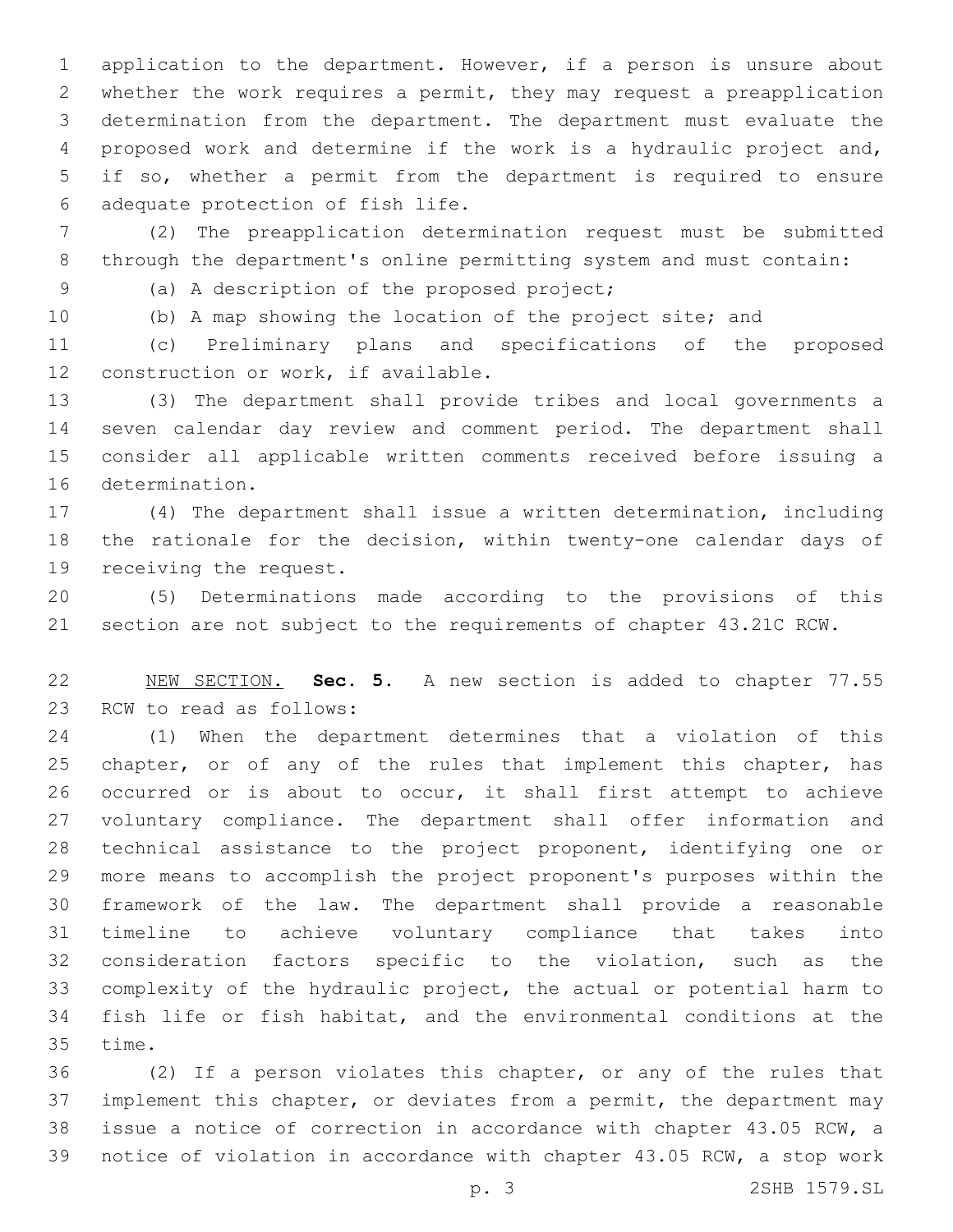application to the department. However, if a person is unsure about whether the work requires a permit, they may request a preapplication determination from the department. The department must evaluate the proposed work and determine if the work is a hydraulic project and, if so, whether a permit from the department is required to ensure adequate protection of fish life.

(2) The preapplication determination request must be submitted through the department's online permitting system and must contain:

(a) A description of the proposed project;

(b) A map showing the location of the project site; and

(c) Preliminary plans and specifications of the proposed construction or work, if available.

(3) The department shall provide tribes and local governments a seven calendar day review and comment period. The department shall consider all applicable written comments received before issuing a determination.

(4) The department shall issue a written determination, including the rationale for the decision, within twenty-one calendar days of receiving the request.

(5) Determinations made according to the provisions of this section are not subject to the requirements of chapter 43.21C RCW.

NEW SECTION. **Sec. 5.** A new section is added to chapter 77.55 RCW to read as follows:

(1) When the department determines that a violation of this chapter, or of any of the rules that implement this chapter, has occurred or is about to occur, it shall first attempt to achieve voluntary compliance. The department shall offer information and technical assistance to the project proponent, identifying one or more means to accomplish the project proponent's purposes within the framework of the law. The department shall provide a reasonable timeline to achieve voluntary compliance that takes into consideration factors specific to the violation, such as the complexity of the hydraulic project, the actual or potential harm to fish life or fish habitat, and the environmental conditions at the time.

(2) If a person violates this chapter, or any of the rules that implement this chapter, or deviates from a permit, the department may issue a notice of correction in accordance with chapter 43.05 RCW, a notice of violation in accordance with chapter 43.05 RCW, a stop work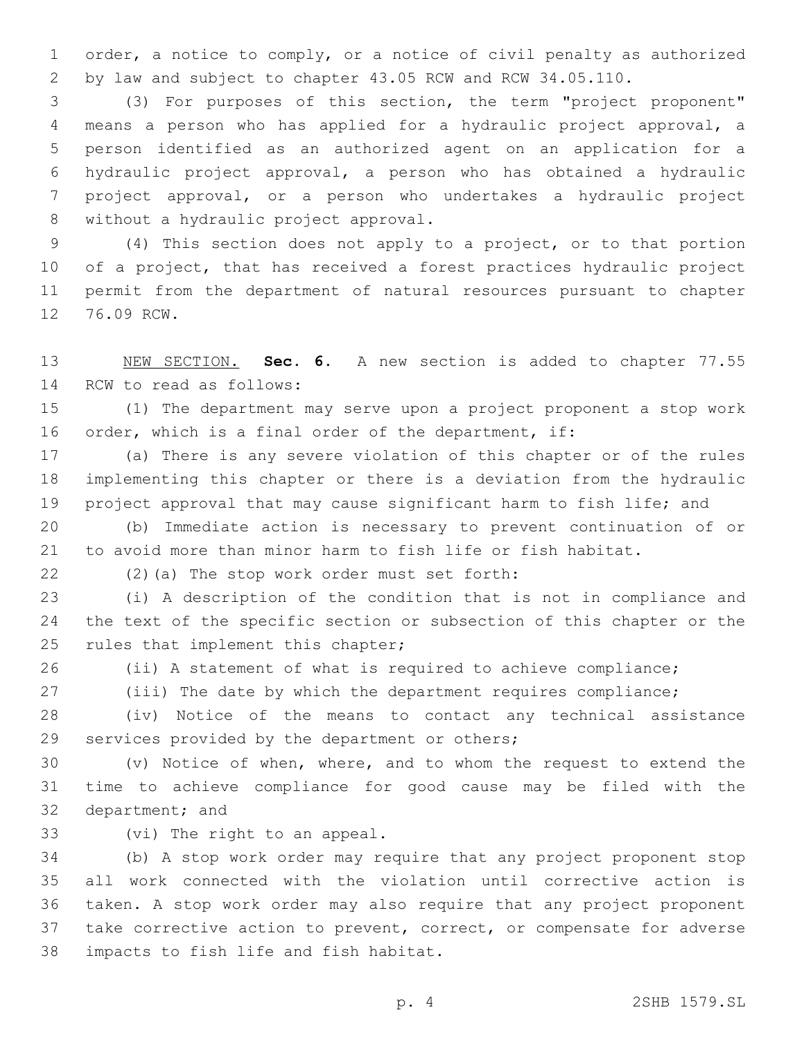order, a notice to comply, or a notice of civil penalty as authorized by law and subject to chapter 43.05 RCW and RCW 34.05.110.

(3) For purposes of this section, the term "project proponent" means a person who has applied for a hydraulic project approval, a person identified as an authorized agent on an application for a hydraulic project approval, a person who has obtained a hydraulic project approval, or a person who undertakes a hydraulic project without a hydraulic project approval.

(4) This section does not apply to a project, or to that portion of a project, that has received a forest practices hydraulic project permit from the department of natural resources pursuant to chapter 76.09 RCW.

NEW SECTION. **Sec. 6.** A new section is added to chapter 77.55 RCW to read as follows:

(1) The department may serve upon a project proponent a stop work order, which is a final order of the department, if:

(a) There is any severe violation of this chapter or of the rules implementing this chapter or there is a deviation from the hydraulic project approval that may cause significant harm to fish life; and

(b) Immediate action is necessary to prevent continuation of or to avoid more than minor harm to fish life or fish habitat.

(2)(a) The stop work order must set forth:

(i) A description of the condition that is not in compliance and the text of the specific section or subsection of this chapter or the rules that implement this chapter;

(ii) A statement of what is required to achieve compliance;

(iii) The date by which the department requires compliance;

(iv) Notice of the means to contact any technical assistance services provided by the department or others;

(v) Notice of when, where, and to whom the request to extend the time to achieve compliance for good cause may be filed with the department; and

(vi) The right to an appeal.

(b) A stop work order may require that any project proponent stop all work connected with the violation until corrective action is taken. A stop work order may also require that any project proponent take corrective action to prevent, correct, or compensate for adverse impacts to fish life and fish habitat.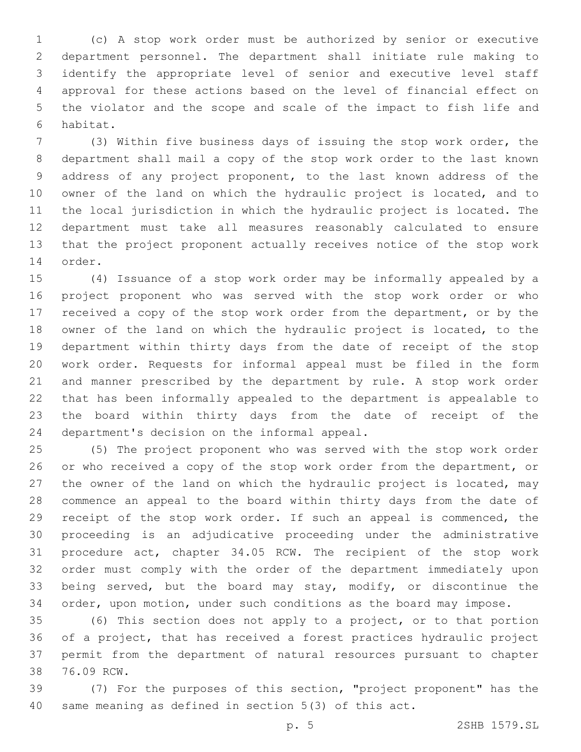(c) A stop work order must be authorized by senior or executive department personnel. The department shall initiate rule making to identify the appropriate level of senior and executive level staff approval for these actions based on the level of financial effect on the violator and the scope and scale of the impact to fish life and habitat.

(3) Within five business days of issuing the stop work order, the department shall mail a copy of the stop work order to the last known address of any project proponent, to the last known address of the owner of the land on which the hydraulic project is located, and to the local jurisdiction in which the hydraulic project is located. The department must take all measures reasonably calculated to ensure that the project proponent actually receives notice of the stop work order.

(4) Issuance of a stop work order may be informally appealed by a project proponent who was served with the stop work order or who received a copy of the stop work order from the department, or by the owner of the land on which the hydraulic project is located, to the department within thirty days from the date of receipt of the stop work order. Requests for informal appeal must be filed in the form and manner prescribed by the department by rule. A stop work order that has been informally appealed to the department is appealable to the board within thirty days from the date of receipt of the department's decision on the informal appeal.

(5) The project proponent who was served with the stop work order or who received a copy of the stop work order from the department, or the owner of the land on which the hydraulic project is located, may commence an appeal to the board within thirty days from the date of receipt of the stop work order. If such an appeal is commenced, the proceeding is an adjudicative proceeding under the administrative procedure act, chapter 34.05 RCW. The recipient of the stop work order must comply with the order of the department immediately upon being served, but the board may stay, modify, or discontinue the order, upon motion, under such conditions as the board may impose.

(6) This section does not apply to a project, or to that portion of a project, that has received a forest practices hydraulic project permit from the department of natural resources pursuant to chapter 76.09 RCW.

(7) For the purposes of this section, "project proponent" has the same meaning as defined in section 5(3) of this act.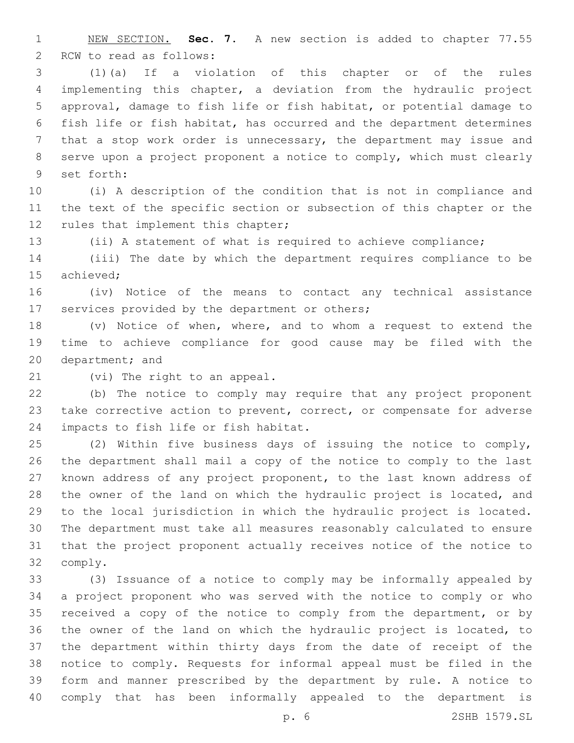NEW SECTION. **Sec. 7.** A new section is added to chapter 77.55 RCW to read as follows:

(1)(a) If a violation of this chapter or of the rules implementing this chapter, a deviation from the hydraulic project approval, damage to fish life or fish habitat, or potential damage to fish life or fish habitat, has occurred and the department determines that a stop work order is unnecessary, the department may issue and serve upon a project proponent a notice to comply, which must clearly set forth:

(i) A description of the condition that is not in compliance and the text of the specific section or subsection of this chapter or the rules that implement this chapter;

(ii) A statement of what is required to achieve compliance;

(iii) The date by which the department requires compliance to be achieved;

(iv) Notice of the means to contact any technical assistance services provided by the department or others;

(v) Notice of when, where, and to whom a request to extend the time to achieve compliance for good cause may be filed with the department; and

(vi) The right to an appeal.

(b) The notice to comply may require that any project proponent take corrective action to prevent, correct, or compensate for adverse impacts to fish life or fish habitat.

(2) Within five business days of issuing the notice to comply, the department shall mail a copy of the notice to comply to the last known address of any project proponent, to the last known address of the owner of the land on which the hydraulic project is located, and to the local jurisdiction in which the hydraulic project is located. The department must take all measures reasonably calculated to ensure that the project proponent actually receives notice of the notice to comply.

(3) Issuance of a notice to comply may be informally appealed by a project proponent who was served with the notice to comply or who received a copy of the notice to comply from the department, or by the owner of the land on which the hydraulic project is located, to the department within thirty days from the date of receipt of the notice to comply. Requests for informal appeal must be filed in the form and manner prescribed by the department by rule. A notice to comply that has been informally appealed to the department is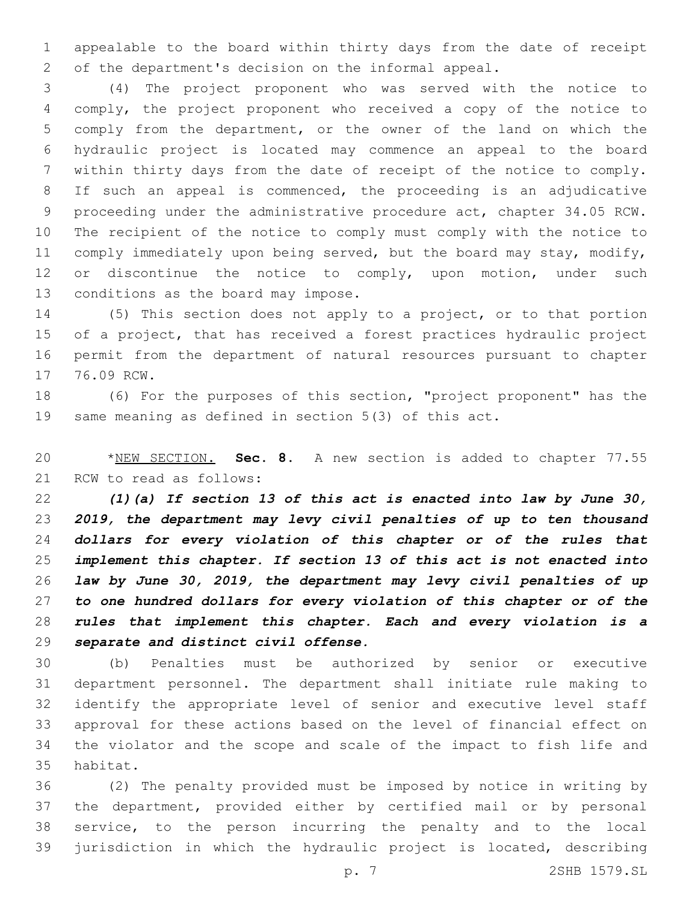appealable to the board within thirty days from the date of receipt of the department's decision on the informal appeal.

(4) The project proponent who was served with the notice to comply, the project proponent who received a copy of the notice to comply from the department, or the owner of the land on which the hydraulic project is located may commence an appeal to the board within thirty days from the date of receipt of the notice to comply. If such an appeal is commenced, the proceeding is an adjudicative proceeding under the administrative procedure act, chapter 34.05 RCW. The recipient of the notice to comply must comply with the notice to comply immediately upon being served, but the board may stay, modify, or discontinue the notice to comply, upon motion, under such conditions as the board may impose.

(5) This section does not apply to a project, or to that portion of a project, that has received a forest practices hydraulic project permit from the department of natural resources pursuant to chapter 76.09 RCW.

(6) For the purposes of this section, "project proponent" has the same meaning as defined in section 5(3) of this act.

*NEW SECTION. **Sec. 8.** A new section is added to chapter 77.55 RCW to read as follows:

***(1)(a) If section 13 of this act is enacted into law by June 30, 2019, the department may levy civil penalties of up to ten thousand dollars for every violation of this chapter or of the rules that implement this chapter. If section 13 of this act is not enacted into law by June 30, 2019, the department may levy civil penalties of up to one hundred dollars for every violation of this chapter or of the rules that implement this chapter. Each and every violation is a separate and distinct civil offense.***

(b) Penalties must be authorized by senior or executive department personnel. The department shall initiate rule making to identify the appropriate level of senior and executive level staff approval for these actions based on the level of financial effect on the violator and the scope and scale of the impact to fish life and habitat.

(2) The penalty provided must be imposed by notice in writing by the department, provided either by certified mail or by personal service, to the person incurring the penalty and to the local jurisdiction in which the hydraulic project is located, describing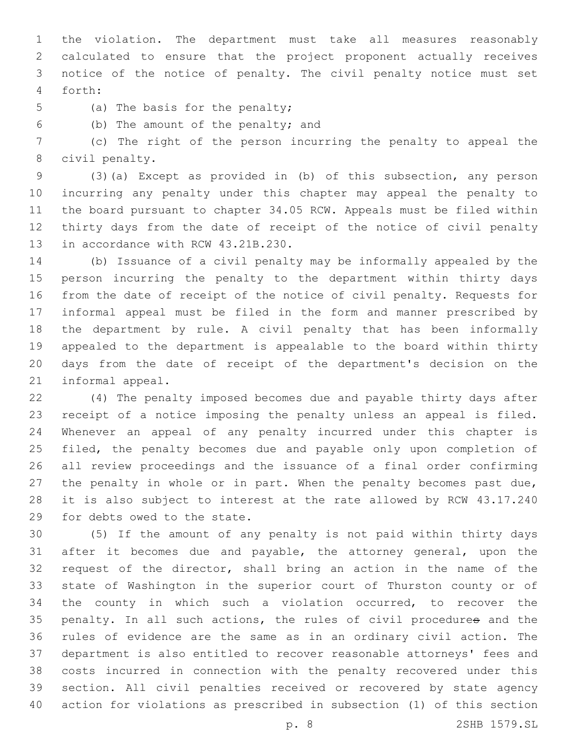the violation. The department must take all measures reasonably calculated to ensure that the project proponent actually receives notice of the notice of penalty. The civil penalty notice must set forth:

(a) The basis for the penalty;

(b) The amount of the penalty; and

(c) The right of the person incurring the penalty to appeal the civil penalty.

(3)(a) Except as provided in (b) of this subsection, any person incurring any penalty under this chapter may appeal the penalty to the board pursuant to chapter 34.05 RCW. Appeals must be filed within thirty days from the date of receipt of the notice of civil penalty in accordance with RCW 43.21B.230.

(b) Issuance of a civil penalty may be informally appealed by the person incurring the penalty to the department within thirty days from the date of receipt of the notice of civil penalty. Requests for informal appeal must be filed in the form and manner prescribed by the department by rule. A civil penalty that has been informally appealed to the department is appealable to the board within thirty days from the date of receipt of the department's decision on the informal appeal.

(4) The penalty imposed becomes due and payable thirty days after receipt of a notice imposing the penalty unless an appeal is filed. Whenever an appeal of any penalty incurred under this chapter is filed, the penalty becomes due and payable only upon completion of all review proceedings and the issuance of a final order confirming the penalty in whole or in part. When the penalty becomes past due, it is also subject to interest at the rate allowed by RCW 43.17.240 for debts owed to the state.

(5) If the amount of any penalty is not paid within thirty days after it becomes due and payable, the attorney general, upon the request of the director, shall bring an action in the name of the state of Washington in the superior court of Thurston county or of the county in which such a violation occurred, to recover the penalty. In all such actions, the rules of civil procedures and the rules of evidence are the same as in an ordinary civil action. The department is also entitled to recover reasonable attorneys' fees and costs incurred in connection with the penalty recovered under this section. All civil penalties received or recovered by state agency action for violations as prescribed in subsection (1) of this section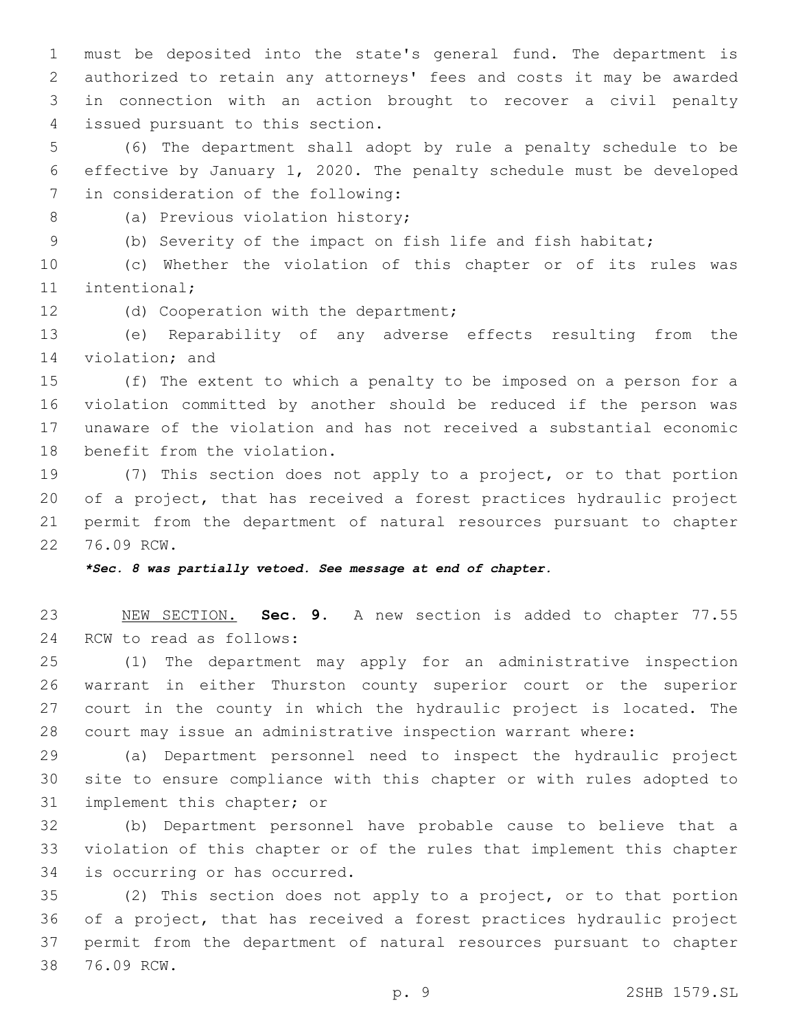must be deposited into the state's general fund. The department is authorized to retain any attorneys' fees and costs it may be awarded in connection with an action brought to recover a civil penalty issued pursuant to this section.

(6) The department shall adopt by rule a penalty schedule to be effective by January 1, 2020. The penalty schedule must be developed in consideration of the following:

(a) Previous violation history;

(b) Severity of the impact on fish life and fish habitat;

(c) Whether the violation of this chapter or of its rules was intentional;

(d) Cooperation with the department;

(e) Reparability of any adverse effects resulting from the violation; and

(f) The extent to which a penalty to be imposed on a person for a violation committed by another should be reduced if the person was unaware of the violation and has not received a substantial economic benefit from the violation.

(7) This section does not apply to a project, or to that portion of a project, that has received a forest practices hydraulic project permit from the department of natural resources pursuant to chapter 76.09 RCW.

***Sec. 8 was partially vetoed. See message at end of chapter.***

NEW SECTION. **Sec. 9.** A new section is added to chapter 77.55 RCW to read as follows:

(1) The department may apply for an administrative inspection warrant in either Thurston county superior court or the superior court in the county in which the hydraulic project is located. The court may issue an administrative inspection warrant where:

(a) Department personnel need to inspect the hydraulic project site to ensure compliance with this chapter or with rules adopted to implement this chapter; or

(b) Department personnel have probable cause to believe that a violation of this chapter or of the rules that implement this chapter is occurring or has occurred.

(2) This section does not apply to a project, or to that portion of a project, that has received a forest practices hydraulic project permit from the department of natural resources pursuant to chapter 76.09 RCW.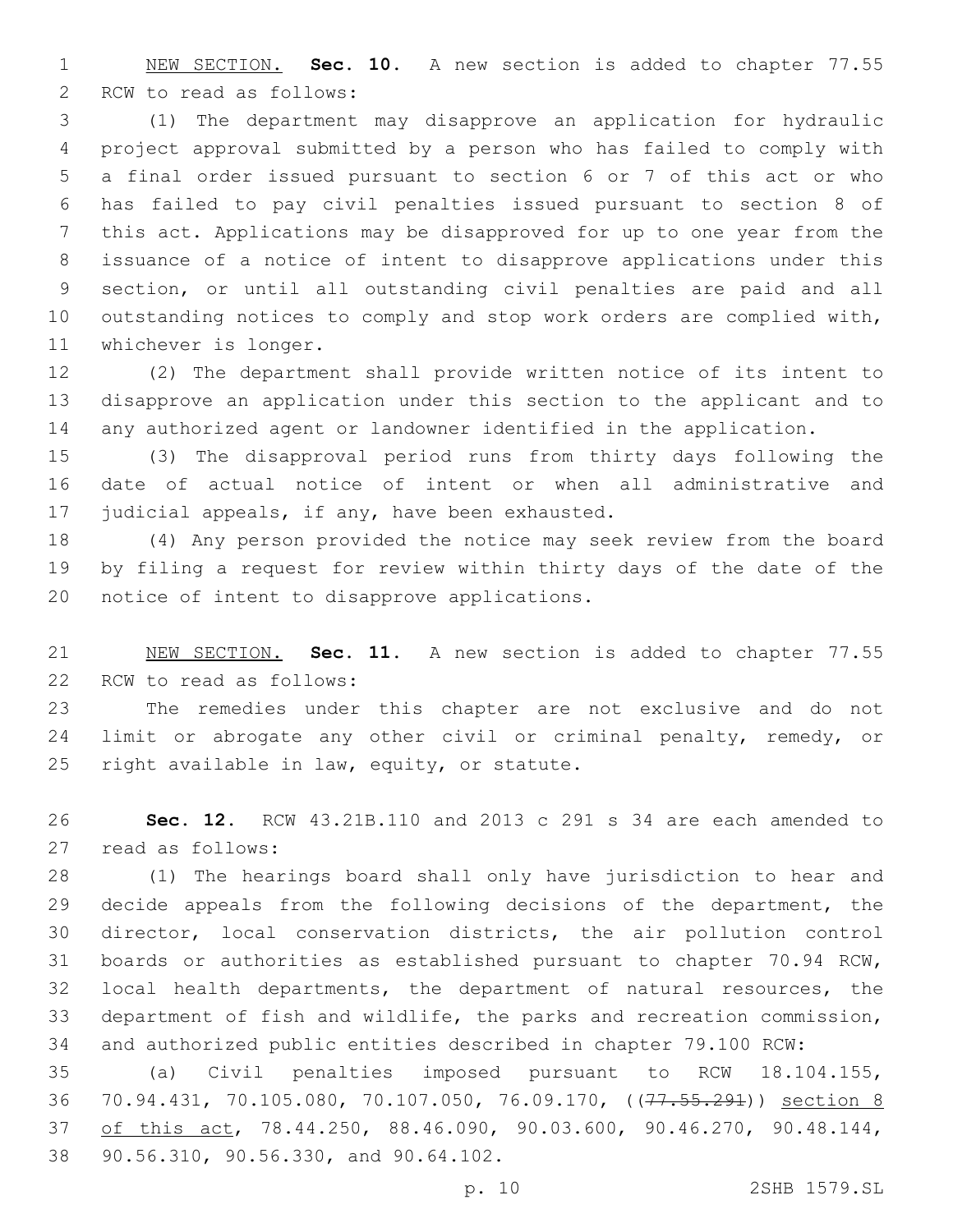NEW SECTION. **Sec. 10.** A new section is added to chapter 77.55 RCW to read as follows:

(1) The department may disapprove an application for hydraulic project approval submitted by a person who has failed to comply with a final order issued pursuant to section 6 or 7 of this act or who has failed to pay civil penalties issued pursuant to section 8 of this act. Applications may be disapproved for up to one year from the issuance of a notice of intent to disapprove applications under this section, or until all outstanding civil penalties are paid and all outstanding notices to comply and stop work orders are complied with, whichever is longer.

(2) The department shall provide written notice of its intent to disapprove an application under this section to the applicant and to any authorized agent or landowner identified in the application.

(3) The disapproval period runs from thirty days following the date of actual notice of intent or when all administrative and judicial appeals, if any, have been exhausted.

(4) Any person provided the notice may seek review from the board by filing a request for review within thirty days of the date of the notice of intent to disapprove applications.

NEW SECTION. **Sec. 11.** A new section is added to chapter 77.55 RCW to read as follows:

The remedies under this chapter are not exclusive and do not limit or abrogate any other civil or criminal penalty, remedy, or right available in law, equity, or statute.

**Sec. 12.** RCW 43.21B.110 and 2013 c 291 s 34 are each amended to read as follows:

(1) The hearings board shall only have jurisdiction to hear and decide appeals from the following decisions of the department, the director, local conservation districts, the air pollution control boards or authorities as established pursuant to chapter 70.94 RCW, local health departments, the department of natural resources, the department of fish and wildlife, the parks and recreation commission, and authorized public entities described in chapter 79.100 RCW:

(a) Civil penalties imposed pursuant to RCW 18.104.155, 70.94.431, 70.105.080, 70.107.050, 76.09.170, ((~~77.55.291~~)) section 8 of this act, 78.44.250, 88.46.090, 90.03.600, 90.46.270, 90.48.144, 90.56.310, 90.56.330, and 90.64.102.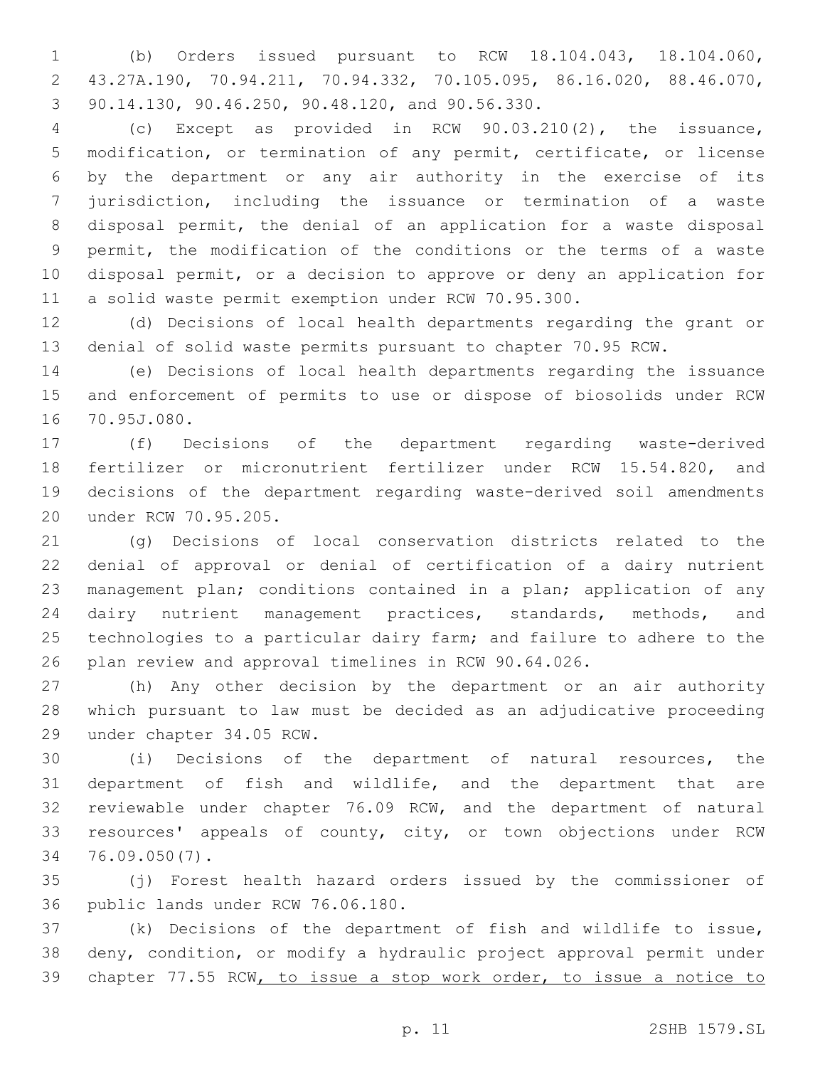(b) Orders issued pursuant to RCW 18.104.043, 18.104.060, 43.27A.190, 70.94.211, 70.94.332, 70.105.095, 86.16.020, 88.46.070, 90.14.130, 90.46.250, 90.48.120, and 90.56.330.

(c) Except as provided in RCW 90.03.210(2), the issuance, modification, or termination of any permit, certificate, or license by the department or any air authority in the exercise of its jurisdiction, including the issuance or termination of a waste disposal permit, the denial of an application for a waste disposal permit, the modification of the conditions or the terms of a waste disposal permit, or a decision to approve or deny an application for a solid waste permit exemption under RCW 70.95.300.

(d) Decisions of local health departments regarding the grant or denial of solid waste permits pursuant to chapter 70.95 RCW.

(e) Decisions of local health departments regarding the issuance and enforcement of permits to use or dispose of biosolids under RCW 70.95J.080.

(f) Decisions of the department regarding waste-derived fertilizer or micronutrient fertilizer under RCW 15.54.820, and decisions of the department regarding waste-derived soil amendments under RCW 70.95.205.

(g) Decisions of local conservation districts related to the denial of approval or denial of certification of a dairy nutrient management plan; conditions contained in a plan; application of any dairy nutrient management practices, standards, methods, and technologies to a particular dairy farm; and failure to adhere to the plan review and approval timelines in RCW 90.64.026.

(h) Any other decision by the department or an air authority which pursuant to law must be decided as an adjudicative proceeding under chapter 34.05 RCW.

(i) Decisions of the department of natural resources, the department of fish and wildlife, and the department that are reviewable under chapter 76.09 RCW, and the department of natural resources' appeals of county, city, or town objections under RCW 76.09.050(7).

(j) Forest health hazard orders issued by the commissioner of public lands under RCW 76.06.180.

(k) Decisions of the department of fish and wildlife to issue, deny, condition, or modify a hydraulic project approval permit under chapter 77.55 RCW, to issue a stop work order, to issue a notice to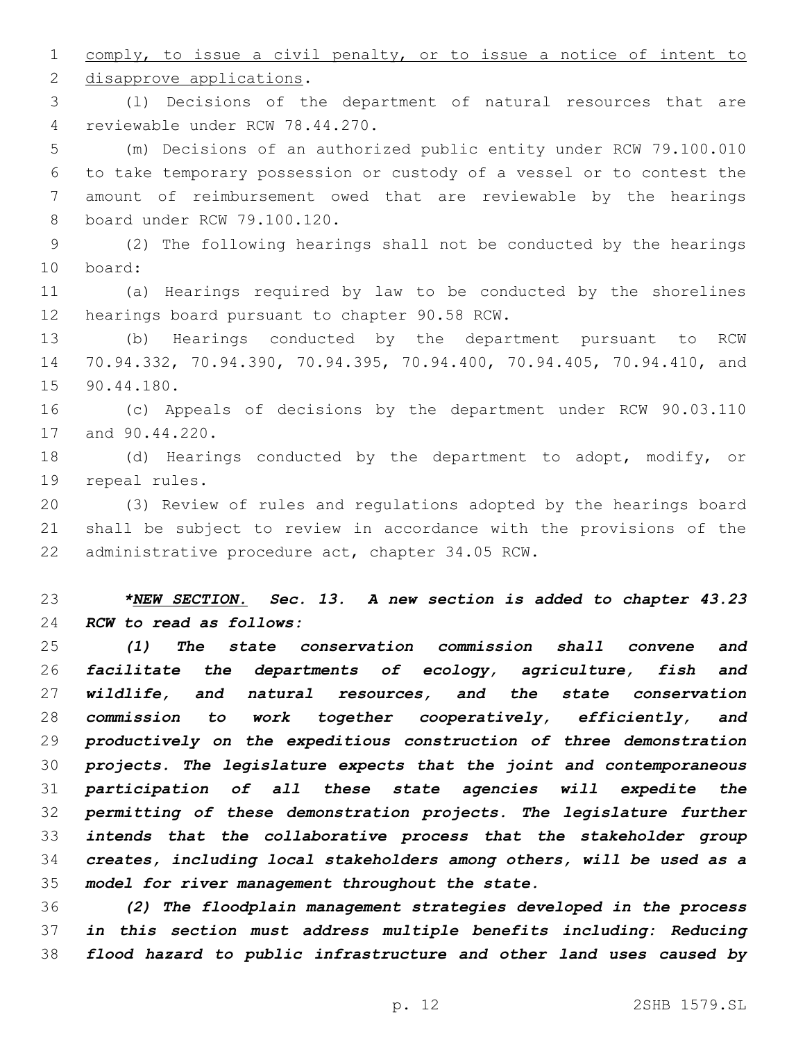comply, to issue a civil penalty, or to issue a notice of intent to disapprove applications.

(l) Decisions of the department of natural resources that are reviewable under RCW 78.44.270.

(m) Decisions of an authorized public entity under RCW 79.100.010 to take temporary possession or custody of a vessel or to contest the amount of reimbursement owed that are reviewable by the hearings board under RCW 79.100.120.

(2) The following hearings shall not be conducted by the hearings board:

(a) Hearings required by law to be conducted by the shorelines hearings board pursuant to chapter 90.58 RCW.

(b) Hearings conducted by the department pursuant to RCW 70.94.332, 70.94.390, 70.94.395, 70.94.400, 70.94.405, 70.94.410, and 90.44.180.

(c) Appeals of decisions by the department under RCW 90.03.110 and 90.44.220.

(d) Hearings conducted by the department to adopt, modify, or repeal rules.

(3) Review of rules and regulations adopted by the hearings board shall be subject to review in accordance with the provisions of the administrative procedure act, chapter 34.05 RCW.

***NEW SECTION. Sec. 13. A new section is added to chapter 43.23 RCW to read as follows:***

***(1) The state conservation commission shall convene and facilitate the departments of ecology, agriculture, fish and wildlife, and natural resources, and the state conservation commission to work together cooperatively, efficiently, and productively on the expeditious construction of three demonstration projects. The legislature expects that the joint and contemporaneous participation of all these state agencies will expedite the permitting of these demonstration projects. The legislature further intends that the collaborative process that the stakeholder group creates, including local stakeholders among others, will be used as a model for river management throughout the state.***

***(2) The floodplain management strategies developed in the process in this section must address multiple benefits including: Reducing flood hazard to public infrastructure and other land uses caused by***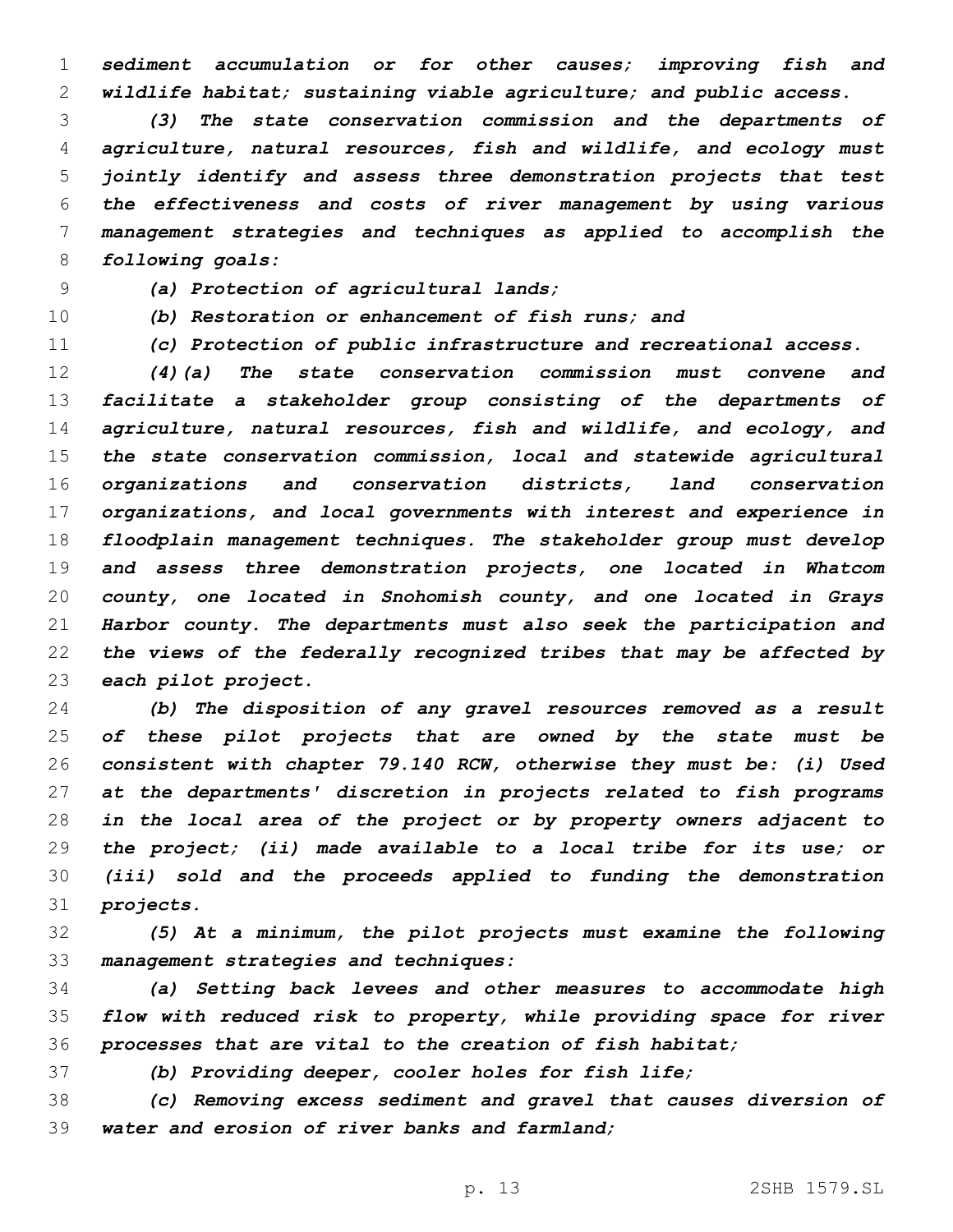*sediment accumulation or for other causes; improving fish and wildlife habitat; sustaining viable agriculture; and public access.*

*(3) The state conservation commission and the departments of agriculture, natural resources, fish and wildlife, and ecology must jointly identify and assess three demonstration projects that test the effectiveness and costs of river management by using various management strategies and techniques as applied to accomplish the following goals:*

*(a) Protection of agricultural lands;*

*(b) Restoration or enhancement of fish runs; and*

*(c) Protection of public infrastructure and recreational access.*

*(4)(a) The state conservation commission must convene and facilitate a stakeholder group consisting of the departments of agriculture, natural resources, fish and wildlife, and ecology, and the state conservation commission, local and statewide agricultural organizations and conservation districts, land conservation organizations, and local governments with interest and experience in floodplain management techniques. The stakeholder group must develop and assess three demonstration projects, one located in Whatcom county, one located in Snohomish county, and one located in Grays Harbor county. The departments must also seek the participation and the views of the federally recognized tribes that may be affected by each pilot project.*

*(b) The disposition of any gravel resources removed as a result of these pilot projects that are owned by the state must be consistent with chapter 79.140 RCW, otherwise they must be: (i) Used at the departments' discretion in projects related to fish programs in the local area of the project or by property owners adjacent to the project; (ii) made available to a local tribe for its use; or (iii) sold and the proceeds applied to funding the demonstration projects.*

*(5) At a minimum, the pilot projects must examine the following management strategies and techniques:*

*(a) Setting back levees and other measures to accommodate high flow with reduced risk to property, while providing space for river processes that are vital to the creation of fish habitat;*

*(b) Providing deeper, cooler holes for fish life;*

*(c) Removing excess sediment and gravel that causes diversion of water and erosion of river banks and farmland;*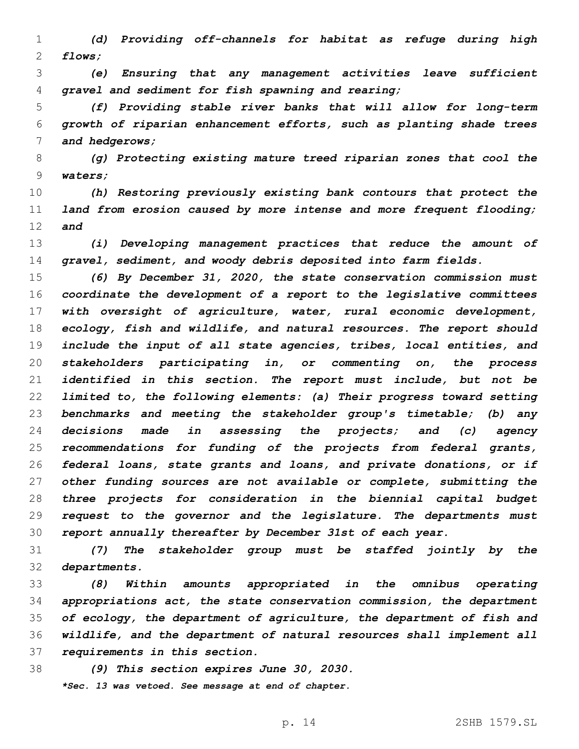*(d) Providing off-channels for habitat as refuge during high flows;*

*(e) Ensuring that any management activities leave sufficient gravel and sediment for fish spawning and rearing;*

*(f) Providing stable river banks that will allow for long-term growth of riparian enhancement efforts, such as planting shade trees and hedgerows;*

*(g) Protecting existing mature treed riparian zones that cool the waters;*

*(h) Restoring previously existing bank contours that protect the land from erosion caused by more intense and more frequent flooding; and*

*(i) Developing management practices that reduce the amount of gravel, sediment, and woody debris deposited into farm fields.*

*(6) By December 31, 2020, the state conservation commission must coordinate the development of a report to the legislative committees with oversight of agriculture, water, rural economic development, ecology, fish and wildlife, and natural resources. The report should include the input of all state agencies, tribes, local entities, and stakeholders participating in, or commenting on, the process identified in this section. The report must include, but not be limited to, the following elements: (a) Their progress toward setting benchmarks and meeting the stakeholder group's timetable; (b) any decisions made in assessing the projects; and (c) agency recommendations for funding of the projects from federal grants, federal loans, state grants and loans, and private donations, or if other funding sources are not available or complete, submitting the three projects for consideration in the biennial capital budget request to the governor and the legislature. The departments must report annually thereafter by December 31st of each year.*

*(7) The stakeholder group must be staffed jointly by the departments.*

*(8) Within amounts appropriated in the omnibus operating appropriations act, the state conservation commission, the department of ecology, the department of agriculture, the department of fish and wildlife, and the department of natural resources shall implement all requirements in this section.*

*(9) This section expires June 30, 2030.*

****Sec. 13 was vetoed. See message at end of chapter.***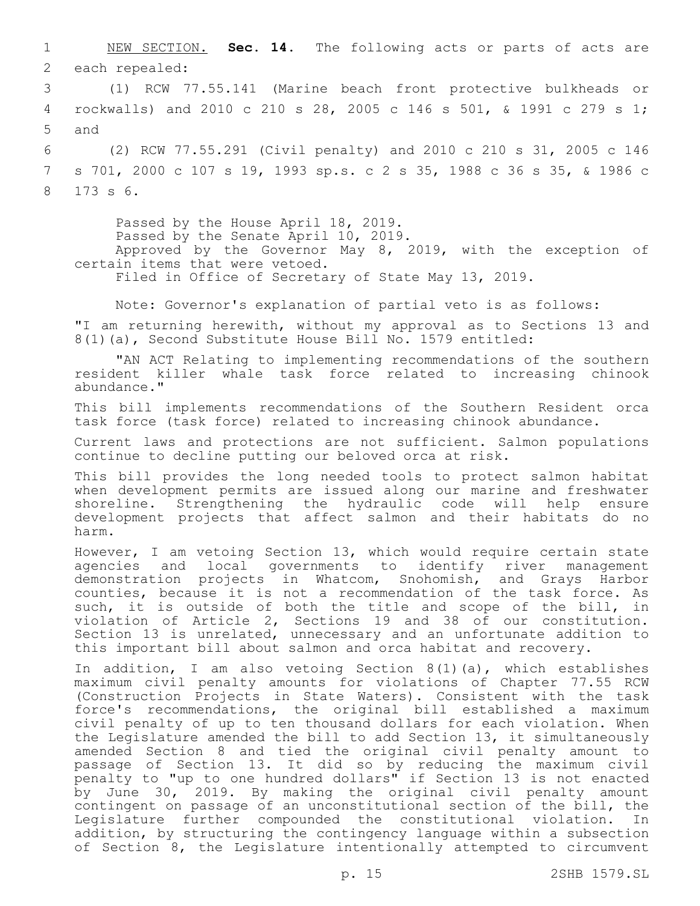NEW SECTION. **Sec. 14.** The following acts or parts of acts are each repealed:

(1) RCW 77.55.141 (Marine beach front protective bulkheads or rockwalls) and 2010 c 210 s 28, 2005 c 146 s 501, & 1991 c 279 s 1; and

(2) RCW 77.55.291 (Civil penalty) and 2010 c 210 s 31, 2005 c 146 s 701, 2000 c 107 s 19, 1993 sp.s. c 2 s 35, 1988 c 36 s 35, & 1986 c 173 s 6.

Passed by the House April 18, 2019.
Passed by the Senate April 10, 2019.
Approved by the Governor May 8, 2019, with the exception of certain items that were vetoed.
Filed in Office of Secretary of State May 13, 2019.

Note: Governor's explanation of partial veto is as follows:

"I am returning herewith, without my approval as to Sections 13 and 8(1)(a), Second Substitute House Bill No. 1579 entitled:

"AN ACT Relating to implementing recommendations of the southern resident killer whale task force related to increasing chinook abundance."

This bill implements recommendations of the Southern Resident orca task force (task force) related to increasing chinook abundance.

Current laws and protections are not sufficient. Salmon populations continue to decline putting our beloved orca at risk.

This bill provides the long needed tools to protect salmon habitat when development permits are issued along our marine and freshwater shoreline. Strengthening the hydraulic code will help ensure development projects that affect salmon and their habitats do no harm.

However, I am vetoing Section 13, which would require certain state agencies and local governments to identify river management demonstration projects in Whatcom, Snohomish, and Grays Harbor counties, because it is not a recommendation of the task force. As such, it is outside of both the title and scope of the bill, in violation of Article 2, Sections 19 and 38 of our constitution. Section 13 is unrelated, unnecessary and an unfortunate addition to this important bill about salmon and orca habitat and recovery.

In addition, I am also vetoing Section 8(1)(a), which establishes maximum civil penalty amounts for violations of Chapter 77.55 RCW (Construction Projects in State Waters). Consistent with the task force's recommendations, the original bill established a maximum civil penalty of up to ten thousand dollars for each violation. When the Legislature amended the bill to add Section 13, it simultaneously amended Section 8 and tied the original civil penalty amount to passage of Section 13. It did so by reducing the maximum civil penalty to "up to one hundred dollars" if Section 13 is not enacted by June 30, 2019. By making the original civil penalty amount contingent on passage of an unconstitutional section of the bill, the Legislature further compounded the constitutional violation. In addition, by structuring the contingency language within a subsection of Section 8, the Legislature intentionally attempted to circumvent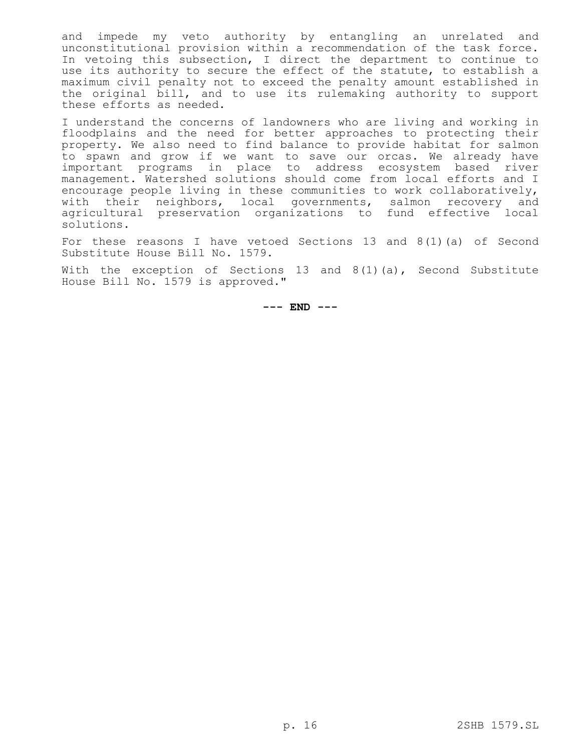and impede my veto authority by entangling an unrelated and unconstitutional provision within a recommendation of the task force. In vetoing this subsection, I direct the department to continue to use its authority to secure the effect of the statute, to establish a maximum civil penalty not to exceed the penalty amount established in the original bill, and to use its rulemaking authority to support these efforts as needed.

I understand the concerns of landowners who are living and working in floodplains and the need for better approaches to protecting their property. We also need to find balance to provide habitat for salmon to spawn and grow if we want to save our orcas. We already have important programs in place to address ecosystem based river management. Watershed solutions should come from local efforts and I encourage people living in these communities to work collaboratively, with their neighbors, local governments, salmon recovery and agricultural preservation organizations to fund effective local solutions.

For these reasons I have vetoed Sections 13 and 8(1)(a) of Second Substitute House Bill No. 1579.

With the exception of Sections 13 and 8(1)(a), Second Substitute House Bill No. 1579 is approved."

**--- END ---**